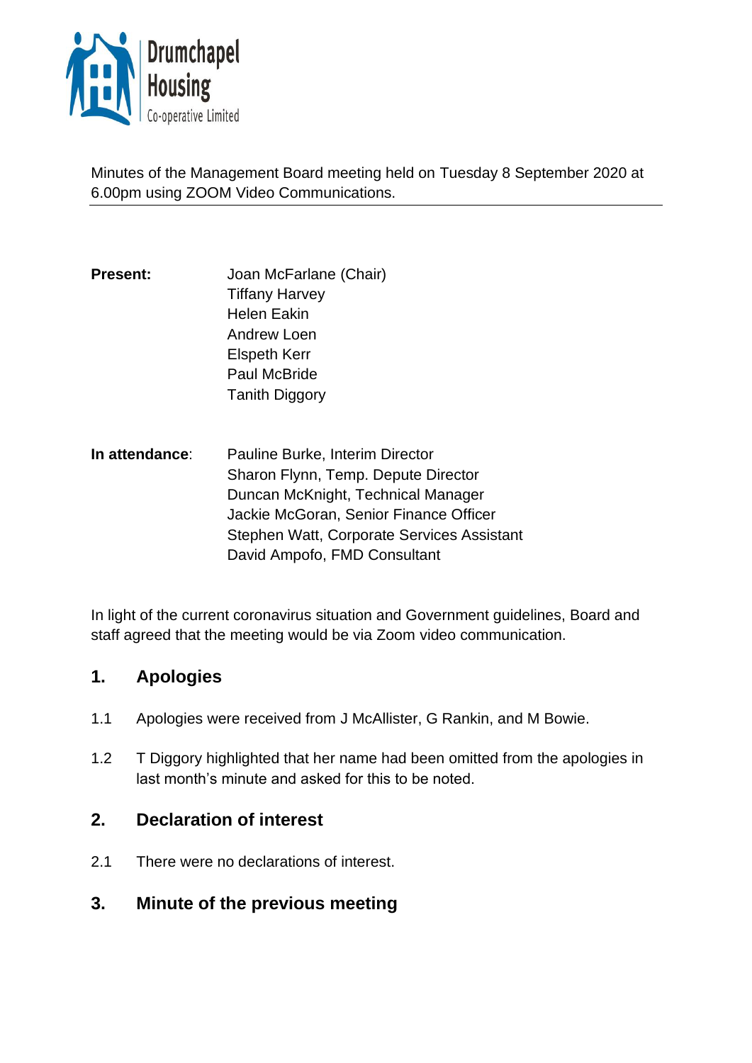Drumchapel Housing Co-operative Limited

Minutes of the Management Board meeting held on Tuesday 8 September 2020 at 6.00pm using ZOOM Video Communications.

---

**Present:**

Joan McFarlane (Chair)
Tiffany Harvey
Helen Eakin
Andrew Loen
Elspeth Kerr
Paul McBride
Tanith Diggory

**In attendance**:

Pauline Burke, Interim Director
Sharon Flynn, Temp. Depute Director
Duncan McKnight, Technical Manager
Jackie McGoran, Senior Finance Officer
Stephen Watt, Corporate Services Assistant
David Ampofo, FMD Consultant

In light of the current coronavirus situation and Government guidelines, Board and staff agreed that the meeting would be via Zoom video communication.

## 1. Apologies

1.1 Apologies were received from J McAllister, G Rankin, and M Bowie.

1.2 T Diggory highlighted that her name had been omitted from the apologies in last month's minute and asked for this to be noted.

## 2. Declaration of interest

2.1 There were no declarations of interest.

## 3. Minute of the previous meeting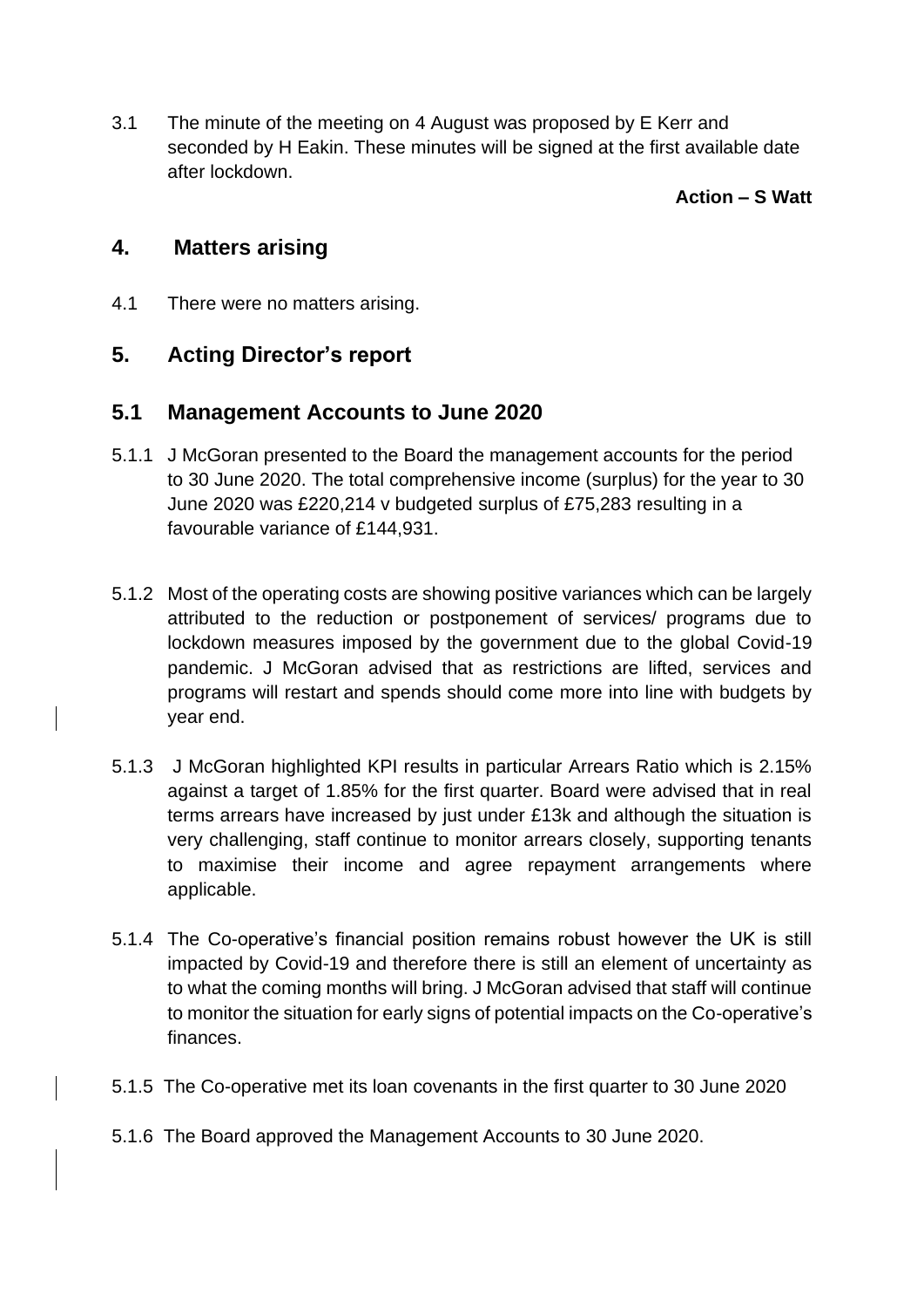3.1 The minute of the meeting on 4 August was proposed by E Kerr and seconded by H Eakin. These minutes will be signed at the first available date after lockdown.

**Action – S Watt**

## 4. Matters arising

4.1 There were no matters arising.

## 5. Acting Director's report

## 5.1 Management Accounts to June 2020

5.1.1 J McGoran presented to the Board the management accounts for the period to 30 June 2020. The total comprehensive income (surplus) for the year to 30 June 2020 was £220,214 v budgeted surplus of £75,283 resulting in a favourable variance of £144,931.

5.1.2 Most of the operating costs are showing positive variances which can be largely attributed to the reduction or postponement of services/ programs due to lockdown measures imposed by the government due to the global Covid-19 pandemic. J McGoran advised that as restrictions are lifted, services and programs will restart and spends should come more into line with budgets by year end.

5.1.3 J McGoran highlighted KPI results in particular Arrears Ratio which is 2.15% against a target of 1.85% for the first quarter. Board were advised that in real terms arrears have increased by just under £13k and although the situation is very challenging, staff continue to monitor arrears closely, supporting tenants to maximise their income and agree repayment arrangements where applicable.

5.1.4 The Co-operative's financial position remains robust however the UK is still impacted by Covid-19 and therefore there is still an element of uncertainty as to what the coming months will bring. J McGoran advised that staff will continue to monitor the situation for early signs of potential impacts on the Co-operative's finances.

5.1.5 The Co-operative met its loan covenants in the first quarter to 30 June 2020

5.1.6 The Board approved the Management Accounts to 30 June 2020.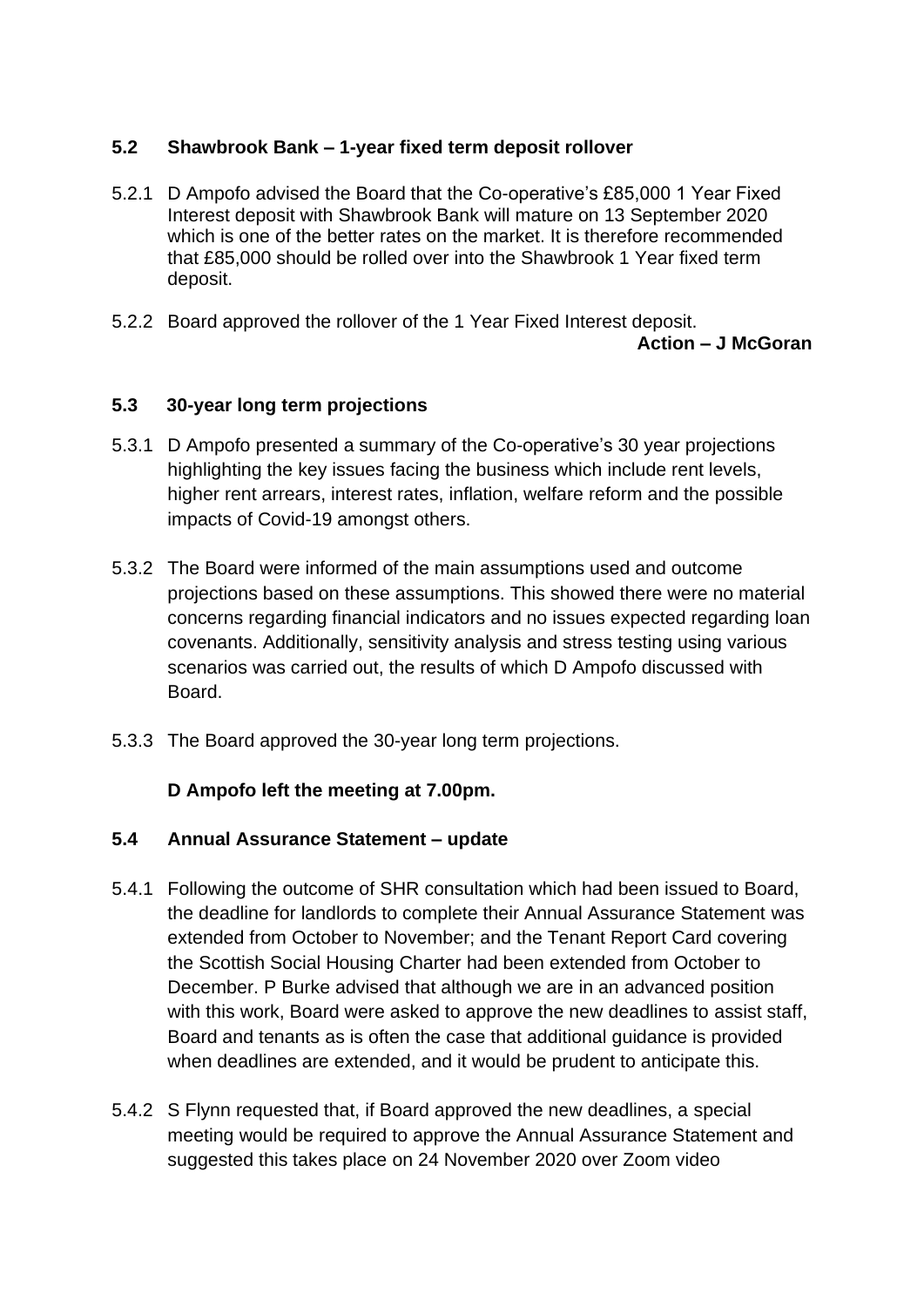### 5.2 Shawbrook Bank – 1-year fixed term deposit rollover

5.2.1 D Ampofo advised the Board that the Co-operative's £85,000 1 Year Fixed Interest deposit with Shawbrook Bank will mature on 13 September 2020 which is one of the better rates on the market. It is therefore recommended that £85,000 should be rolled over into the Shawbrook 1 Year fixed term deposit.

5.2.2 Board approved the rollover of the 1 Year Fixed Interest deposit.

**Action – J McGoran**

### 5.3 30-year long term projections

5.3.1 D Ampofo presented a summary of the Co-operative's 30 year projections highlighting the key issues facing the business which include rent levels, higher rent arrears, interest rates, inflation, welfare reform and the possible impacts of Covid-19 amongst others.

5.3.2 The Board were informed of the main assumptions used and outcome projections based on these assumptions. This showed there were no material concerns regarding financial indicators and no issues expected regarding loan covenants. Additionally, sensitivity analysis and stress testing using various scenarios was carried out, the results of which D Ampofo discussed with Board.

5.3.3 The Board approved the 30-year long term projections.

**D Ampofo left the meeting at 7.00pm.**

### 5.4 Annual Assurance Statement – update

5.4.1 Following the outcome of SHR consultation which had been issued to Board, the deadline for landlords to complete their Annual Assurance Statement was extended from October to November; and the Tenant Report Card covering the Scottish Social Housing Charter had been extended from October to December. P Burke advised that although we are in an advanced position with this work, Board were asked to approve the new deadlines to assist staff, Board and tenants as is often the case that additional guidance is provided when deadlines are extended, and it would be prudent to anticipate this.

5.4.2 S Flynn requested that, if Board approved the new deadlines, a special meeting would be required to approve the Annual Assurance Statement and suggested this takes place on 24 November 2020 over Zoom video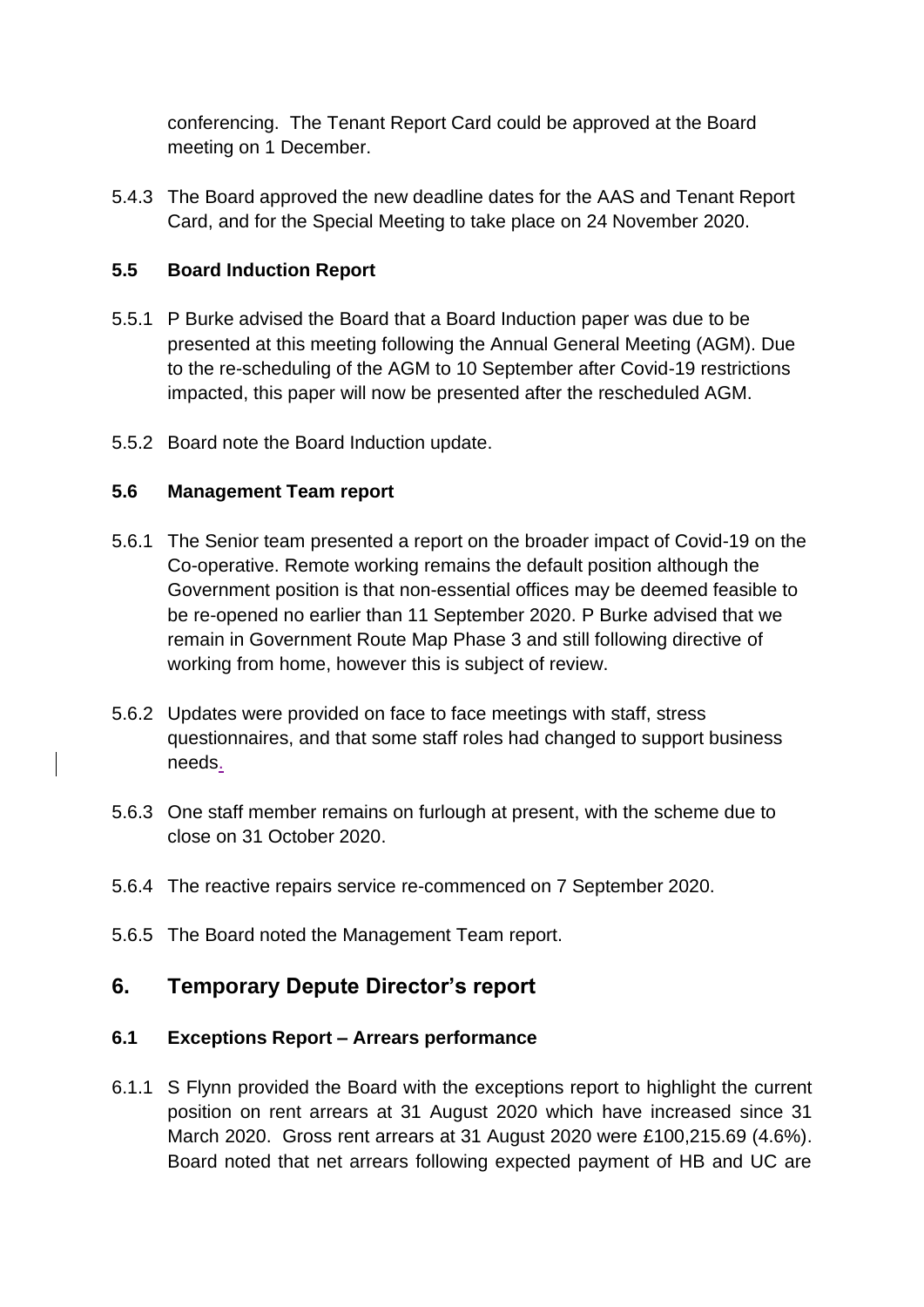conferencing. The Tenant Report Card could be approved at the Board meeting on 1 December.

5.4.3 The Board approved the new deadline dates for the AAS and Tenant Report Card, and for the Special Meeting to take place on 24 November 2020.

### 5.5 Board Induction Report

5.5.1 P Burke advised the Board that a Board Induction paper was due to be presented at this meeting following the Annual General Meeting (AGM). Due to the re-scheduling of the AGM to 10 September after Covid-19 restrictions impacted, this paper will now be presented after the rescheduled AGM.

5.5.2 Board note the Board Induction update.

### 5.6 Management Team report

5.6.1 The Senior team presented a report on the broader impact of Covid-19 on the Co-operative. Remote working remains the default position although the Government position is that non-essential offices may be deemed feasible to be re-opened no earlier than 11 September 2020. P Burke advised that we remain in Government Route Map Phase 3 and still following directive of working from home, however this is subject of review.

5.6.2 Updates were provided on face to face meetings with staff, stress questionnaires, and that some staff roles had changed to support business needs.

5.6.3 One staff member remains on furlough at present, with the scheme due to close on 31 October 2020.

5.6.4 The reactive repairs service re-commenced on 7 September 2020.

5.6.5 The Board noted the Management Team report.

## 6. Temporary Depute Director's report

### 6.1 Exceptions Report – Arrears performance

6.1.1 S Flynn provided the Board with the exceptions report to highlight the current position on rent arrears at 31 August 2020 which have increased since 31 March 2020. Gross rent arrears at 31 August 2020 were £100,215.69 (4.6%). Board noted that net arrears following expected payment of HB and UC are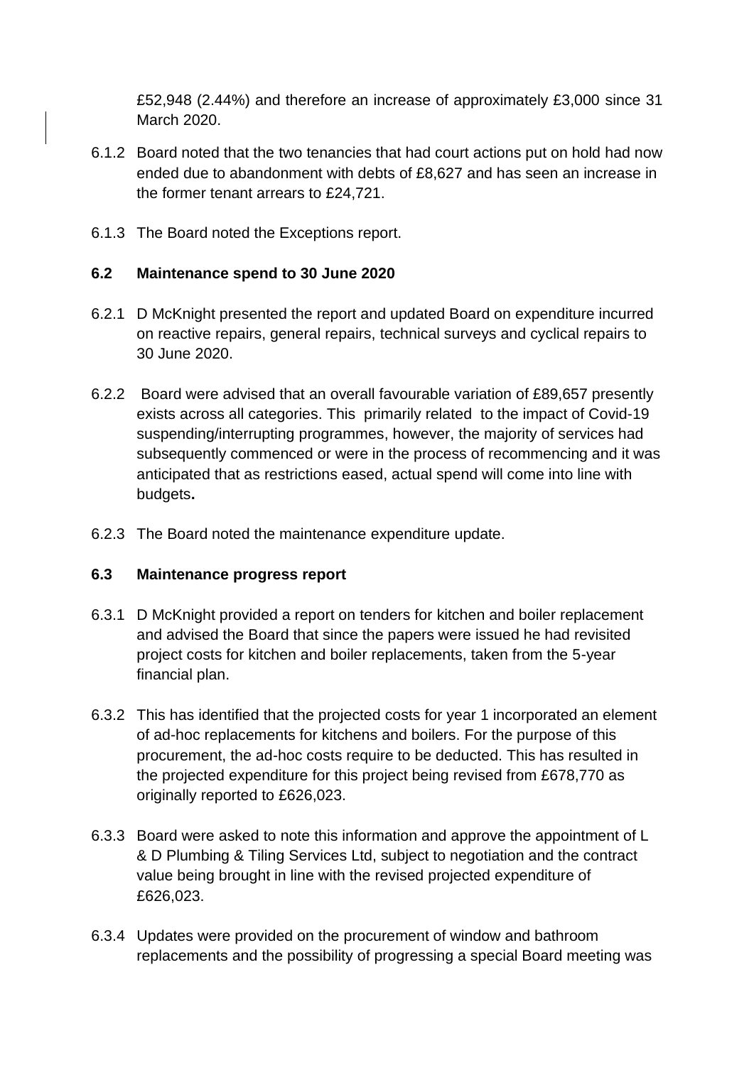£52,948 (2.44%) and therefore an increase of approximately £3,000 since 31 March 2020.

6.1.2 Board noted that the two tenancies that had court actions put on hold had now ended due to abandonment with debts of £8,627 and has seen an increase in the former tenant arrears to £24,721.

6.1.3 The Board noted the Exceptions report.

**6.2 Maintenance spend to 30 June 2020**

6.2.1 D McKnight presented the report and updated Board on expenditure incurred on reactive repairs, general repairs, technical surveys and cyclical repairs to 30 June 2020.

6.2.2 Board were advised that an overall favourable variation of £89,657 presently exists across all categories. This primarily related to the impact of Covid-19 suspending/interrupting programmes, however, the majority of services had subsequently commenced or were in the process of recommencing and it was anticipated that as restrictions eased, actual spend will come into line with budgets.

6.2.3 The Board noted the maintenance expenditure update.

**6.3 Maintenance progress report**

6.3.1 D McKnight provided a report on tenders for kitchen and boiler replacement and advised the Board that since the papers were issued he had revisited project costs for kitchen and boiler replacements, taken from the 5-year financial plan.

6.3.2 This has identified that the projected costs for year 1 incorporated an element of ad-hoc replacements for kitchens and boilers. For the purpose of this procurement, the ad-hoc costs require to be deducted. This has resulted in the projected expenditure for this project being revised from £678,770 as originally reported to £626,023.

6.3.3 Board were asked to note this information and approve the appointment of L & D Plumbing & Tiling Services Ltd, subject to negotiation and the contract value being brought in line with the revised projected expenditure of £626,023.

6.3.4 Updates were provided on the procurement of window and bathroom replacements and the possibility of progressing a special Board meeting was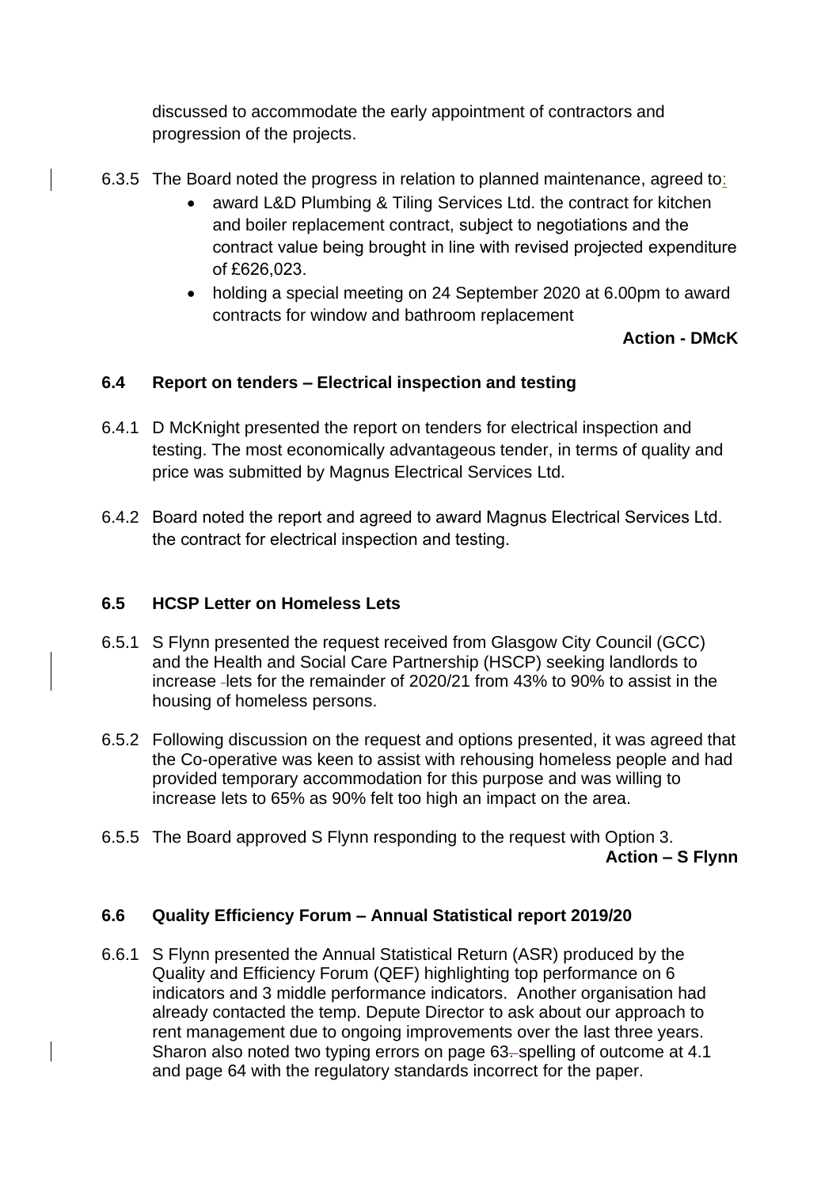discussed to accommodate the early appointment of contractors and progression of the projects.

6.3.5 The Board noted the progress in relation to planned maintenance, agreed to:

- award L&D Plumbing & Tiling Services Ltd. the contract for kitchen and boiler replacement contract, subject to negotiations and the contract value being brought in line with revised projected expenditure of £626,023.
- holding a special meeting on 24 September 2020 at 6.00pm to award contracts for window and bathroom replacement

**Action - DMcK**

### 6.4 Report on tenders – Electrical inspection and testing

6.4.1 D McKnight presented the report on tenders for electrical inspection and testing. The most economically advantageous tender, in terms of quality and price was submitted by Magnus Electrical Services Ltd.

6.4.2 Board noted the report and agreed to award Magnus Electrical Services Ltd. the contract for electrical inspection and testing.

### 6.5 HCSP Letter on Homeless Lets

6.5.1 S Flynn presented the request received from Glasgow City Council (GCC) and the Health and Social Care Partnership (HSCP) seeking landlords to increase lets for the remainder of 2020/21 from 43% to 90% to assist in the housing of homeless persons.

6.5.2 Following discussion on the request and options presented, it was agreed that the Co-operative was keen to assist with rehousing homeless people and had provided temporary accommodation for this purpose and was willing to increase lets to 65% as 90% felt too high an impact on the area.

6.5.5 The Board approved S Flynn responding to the request with Option 3.

**Action – S Flynn**

### 6.6 Quality Efficiency Forum – Annual Statistical report 2019/20

6.6.1 S Flynn presented the Annual Statistical Return (ASR) produced by the Quality and Efficiency Forum (QEF) highlighting top performance on 6 indicators and 3 middle performance indicators. Another organisation had already contacted the temp. Depute Director to ask about our approach to rent management due to ongoing improvements over the last three years. Sharon also noted two typing errors on page 63 spelling of outcome at 4.1 and page 64 with the regulatory standards incorrect for the paper.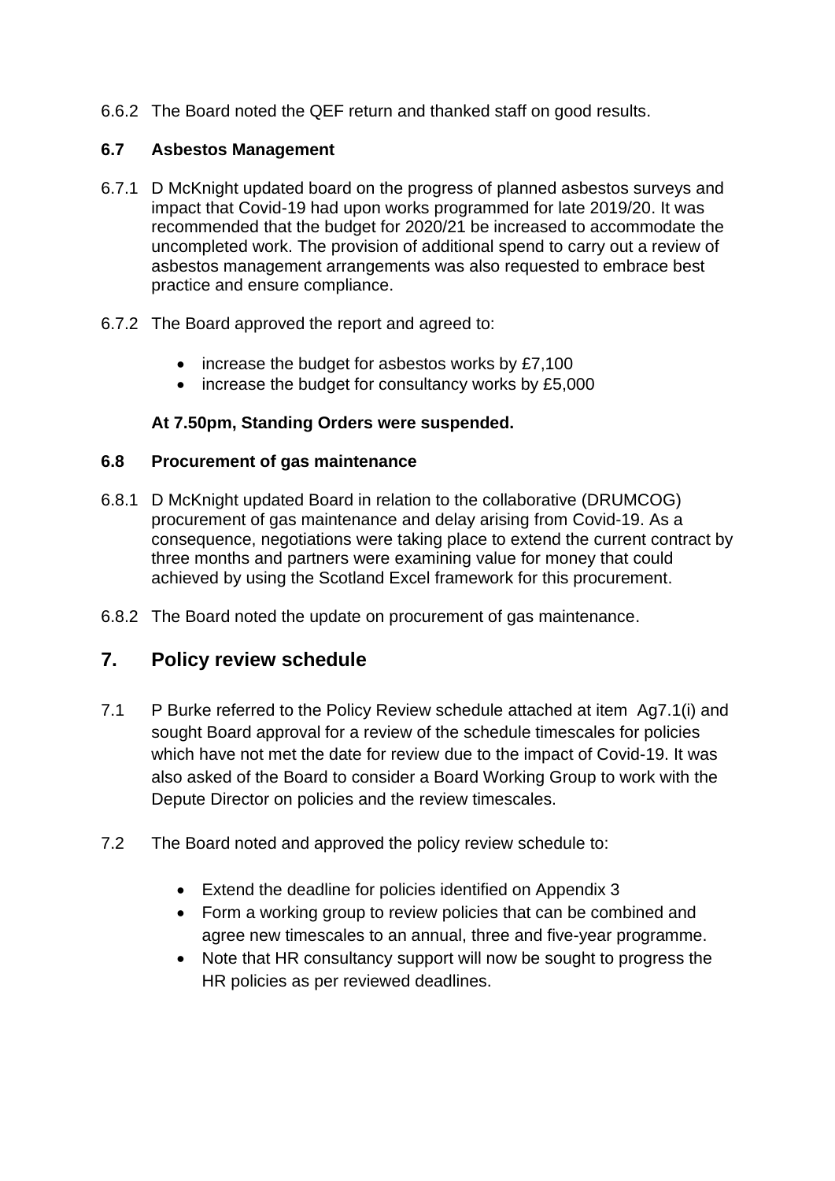6.6.2 The Board noted the QEF return and thanked staff on good results.

### 6.7 Asbestos Management

6.7.1 D McKnight updated board on the progress of planned asbestos surveys and impact that Covid-19 had upon works programmed for late 2019/20. It was recommended that the budget for 2020/21 be increased to accommodate the uncompleted work. The provision of additional spend to carry out a review of asbestos management arrangements was also requested to embrace best practice and ensure compliance.

6.7.2 The Board approved the report and agreed to:

- increase the budget for asbestos works by £7,100
- increase the budget for consultancy works by £5,000

**At 7.50pm, Standing Orders were suspended.**

### 6.8 Procurement of gas maintenance

6.8.1 D McKnight updated Board in relation to the collaborative (DRUMCOG) procurement of gas maintenance and delay arising from Covid-19. As a consequence, negotiations were taking place to extend the current contract by three months and partners were examining value for money that could achieved by using the Scotland Excel framework for this procurement.

6.8.2 The Board noted the update on procurement of gas maintenance.

## 7. Policy review schedule

7.1 P Burke referred to the Policy Review schedule attached at item Ag7.1(i) and sought Board approval for a review of the schedule timescales for policies which have not met the date for review due to the impact of Covid-19. It was also asked of the Board to consider a Board Working Group to work with the Depute Director on policies and the review timescales.

7.2 The Board noted and approved the policy review schedule to:

- Extend the deadline for policies identified on Appendix 3
- Form a working group to review policies that can be combined and agree new timescales to an annual, three and five-year programme.
- Note that HR consultancy support will now be sought to progress the HR policies as per reviewed deadlines.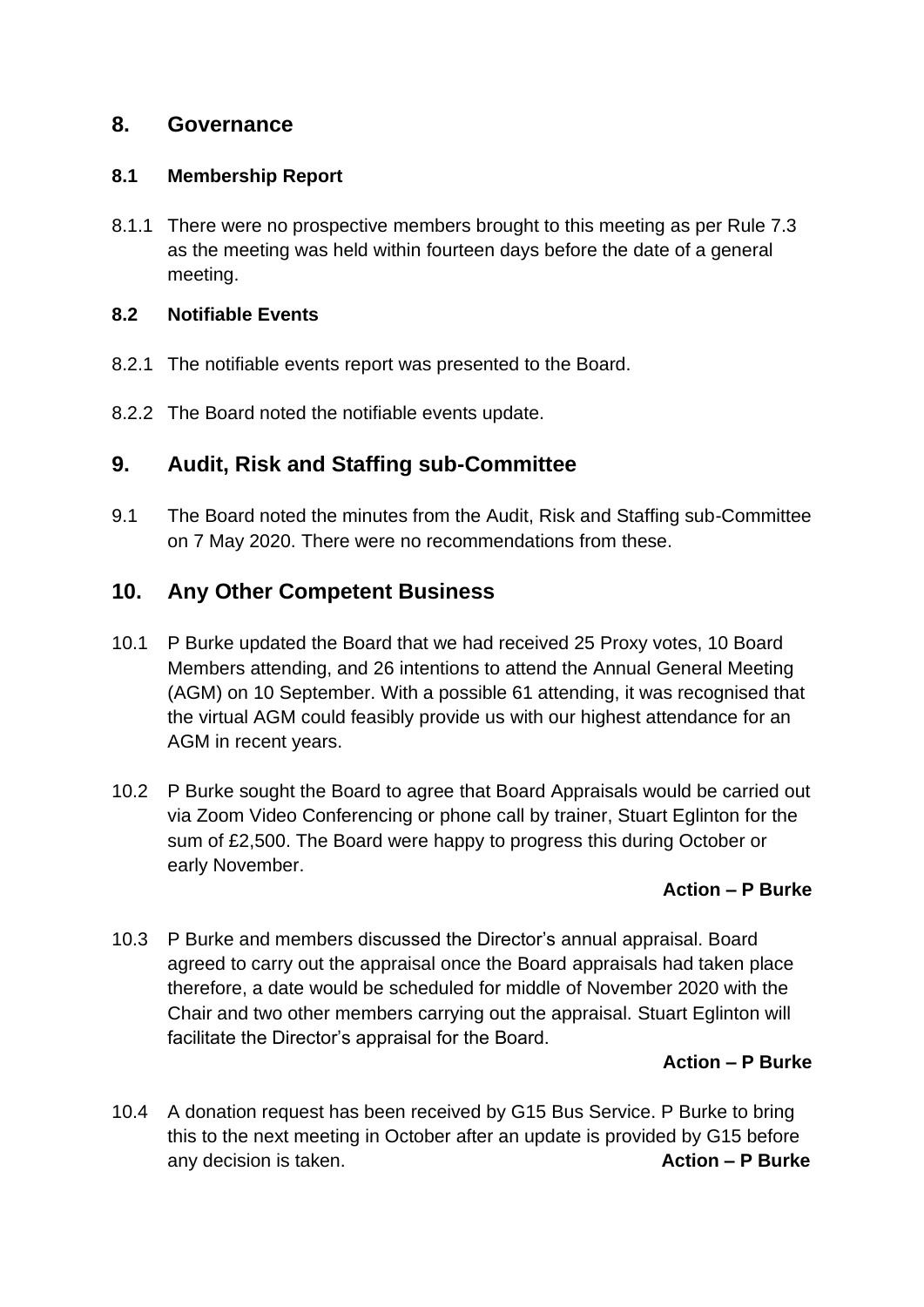## 8. Governance

### 8.1 Membership Report

8.1.1 There were no prospective members brought to this meeting as per Rule 7.3 as the meeting was held within fourteen days before the date of a general meeting.

### 8.2 Notifiable Events

8.2.1 The notifiable events report was presented to the Board.

8.2.2 The Board noted the notifiable events update.

## 9. Audit, Risk and Staffing sub-Committee

9.1 The Board noted the minutes from the Audit, Risk and Staffing sub-Committee on 7 May 2020. There were no recommendations from these.

## 10. Any Other Competent Business

10.1 P Burke updated the Board that we had received 25 Proxy votes, 10 Board Members attending, and 26 intentions to attend the Annual General Meeting (AGM) on 10 September. With a possible 61 attending, it was recognised that the virtual AGM could feasibly provide us with our highest attendance for an AGM in recent years.

10.2 P Burke sought the Board to agree that Board Appraisals would be carried out via Zoom Video Conferencing or phone call by trainer, Stuart Eglinton for the sum of £2,500. The Board were happy to progress this during October or early November.

**Action – P Burke**

10.3 P Burke and members discussed the Director's annual appraisal. Board agreed to carry out the appraisal once the Board appraisals had taken place therefore, a date would be scheduled for middle of November 2020 with the Chair and two other members carrying out the appraisal. Stuart Eglinton will facilitate the Director's appraisal for the Board.

**Action – P Burke**

10.4 A donation request has been received by G15 Bus Service. P Burke to bring this to the next meeting in October after an update is provided by G15 before any decision is taken. **Action – P Burke**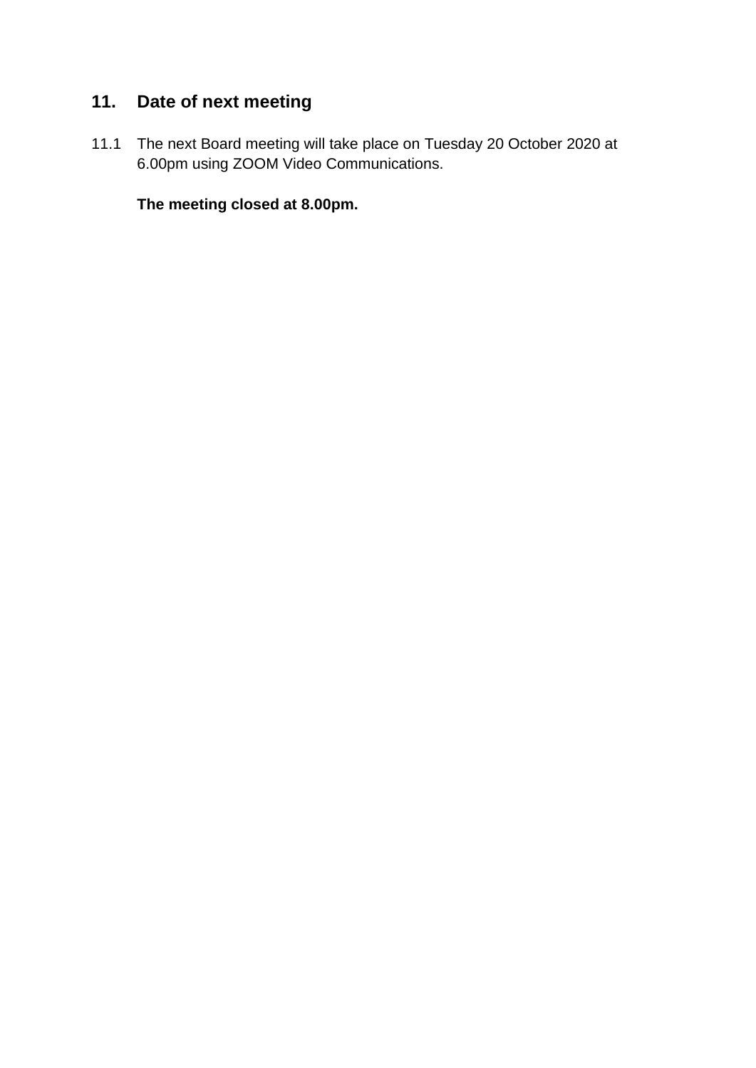## 11. Date of next meeting

11.1 The next Board meeting will take place on Tuesday 20 October 2020 at 6.00pm using ZOOM Video Communications.

**The meeting closed at 8.00pm.**